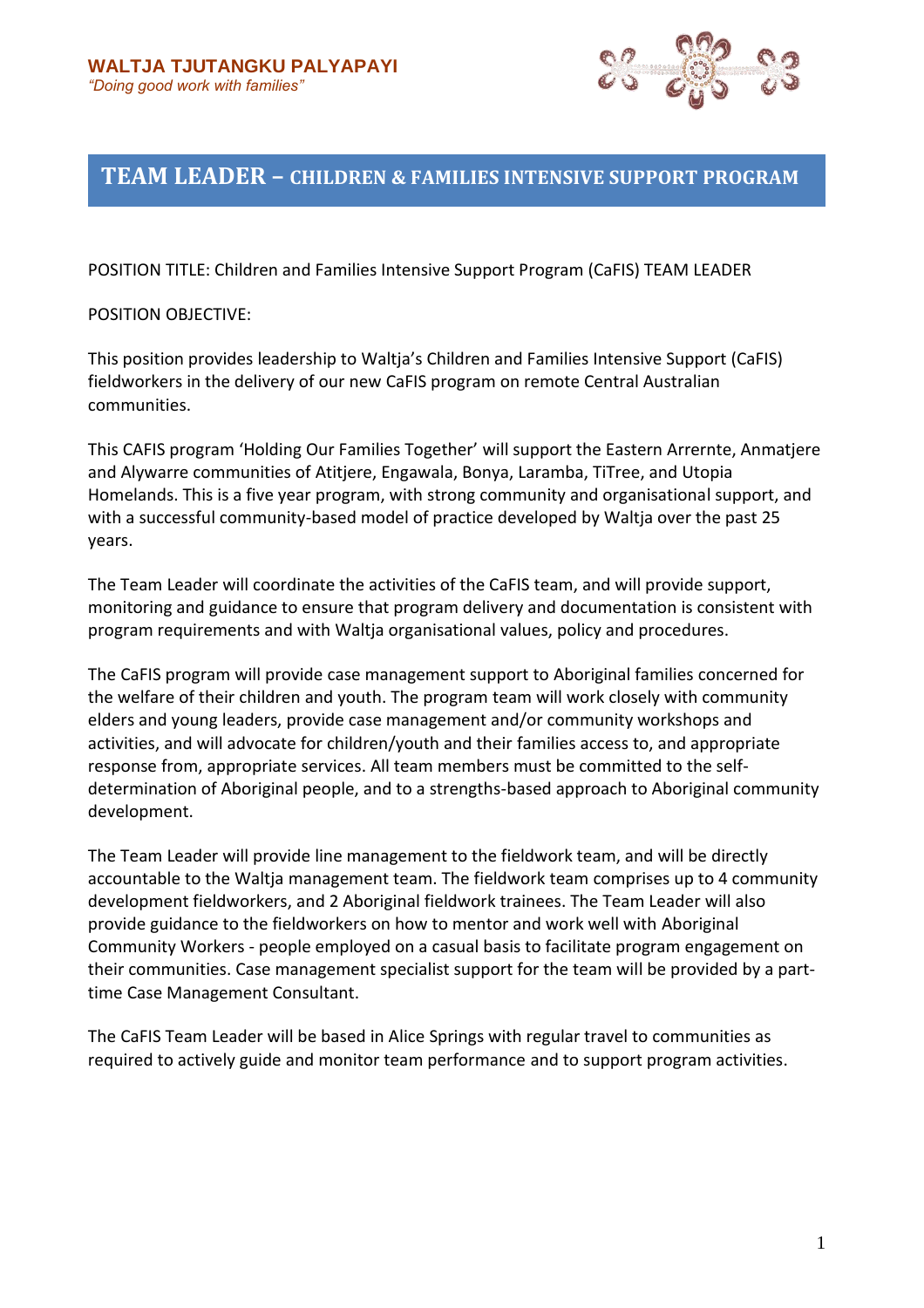**WALTJA TJUTANGKU PALYAPAYI**
*"Doing good work with families"*

# TEAM LEADER – CHILDREN & FAMILIES INTENSIVE SUPPORT PROGRAM

POSITION TITLE: Children and Families Intensive Support Program (CaFIS) TEAM LEADER

POSITION OBJECTIVE:

This position provides leadership to Waltja's Children and Families Intensive Support (CaFIS) fieldworkers in the delivery of our new CaFIS program on remote Central Australian communities.

This CAFIS program 'Holding Our Families Together' will support the Eastern Arrernte, Anmatjere and Alywarre communities of Atitjere, Engawala, Bonya, Laramba, TiTree, and Utopia Homelands. This is a five year program, with strong community and organisational support, and with a successful community-based model of practice developed by Waltja over the past 25 years.

The Team Leader will coordinate the activities of the CaFIS team, and will provide support, monitoring and guidance to ensure that program delivery and documentation is consistent with program requirements and with Waltja organisational values, policy and procedures.

The CaFIS program will provide case management support to Aboriginal families concerned for the welfare of their children and youth. The program team will work closely with community elders and young leaders, provide case management and/or community workshops and activities, and will advocate for children/youth and their families access to, and appropriate response from, appropriate services. All team members must be committed to the self-determination of Aboriginal people, and to a strengths-based approach to Aboriginal community development.

The Team Leader will provide line management to the fieldwork team, and will be directly accountable to the Waltja management team. The fieldwork team comprises up to 4 community development fieldworkers, and 2 Aboriginal fieldwork trainees. The Team Leader will also provide guidance to the fieldworkers on how to mentor and work well with Aboriginal Community Workers - people employed on a casual basis to facilitate program engagement on their communities. Case management specialist support for the team will be provided by a part-time Case Management Consultant.

The CaFIS Team Leader will be based in Alice Springs with regular travel to communities as required to actively guide and monitor team performance and to support program activities.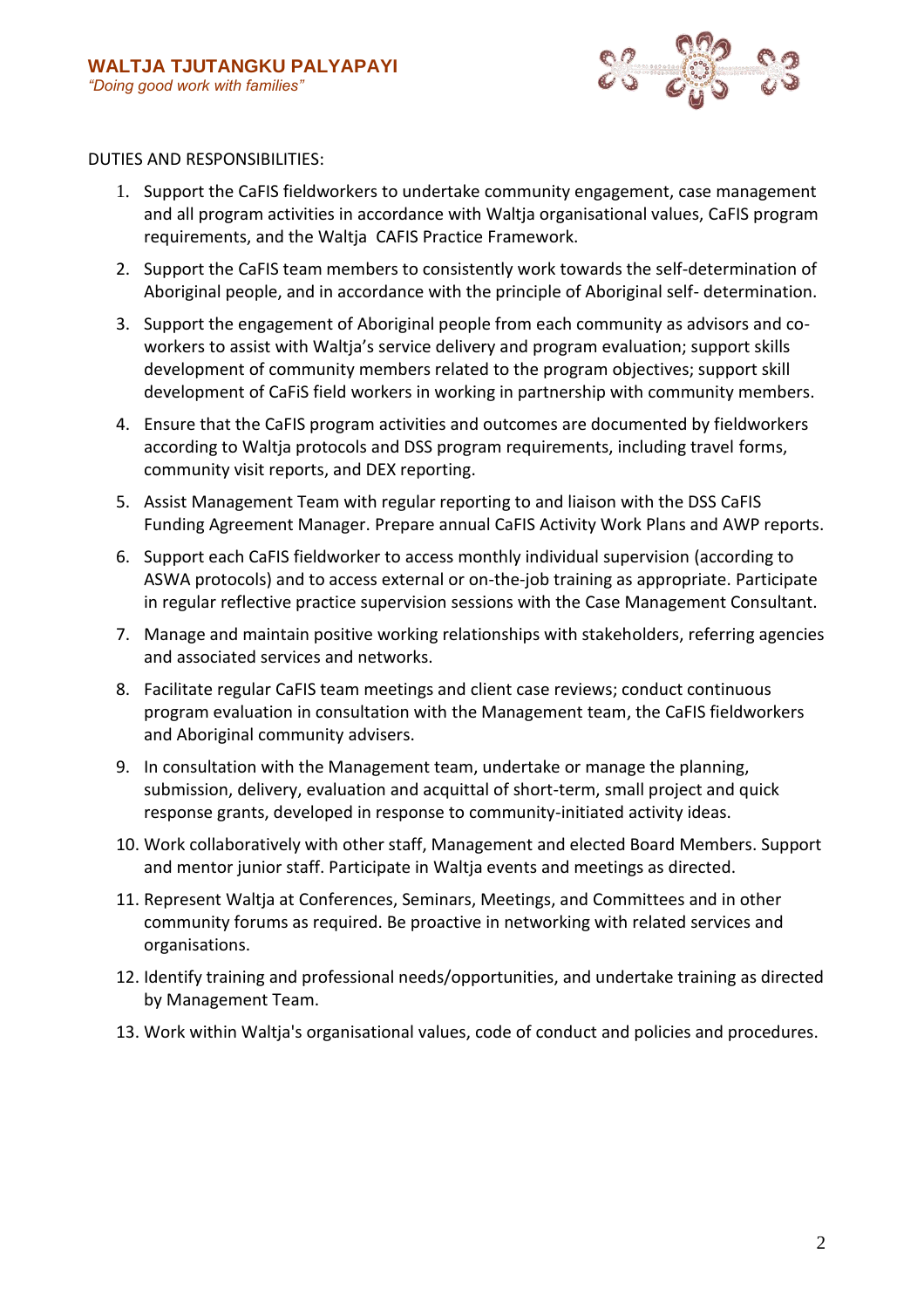DUTIES AND RESPONSIBILITIES:

1. Support the CaFIS fieldworkers to undertake community engagement, case management and all program activities in accordance with Waltja organisational values, CaFIS program requirements, and the Waltja CAFIS Practice Framework.
2. Support the CaFIS team members to consistently work towards the self-determination of Aboriginal people, and in accordance with the principle of Aboriginal self- determination.
3. Support the engagement of Aboriginal people from each community as advisors and co-workers to assist with Waltja's service delivery and program evaluation; support skills development of community members related to the program objectives; support skill development of CaFiS field workers in working in partnership with community members.
4. Ensure that the CaFIS program activities and outcomes are documented by fieldworkers according to Waltja protocols and DSS program requirements, including travel forms, community visit reports, and DEX reporting.
5. Assist Management Team with regular reporting to and liaison with the DSS CaFIS Funding Agreement Manager. Prepare annual CaFIS Activity Work Plans and AWP reports.
6. Support each CaFIS fieldworker to access monthly individual supervision (according to ASWA protocols) and to access external or on-the-job training as appropriate. Participate in regular reflective practice supervision sessions with the Case Management Consultant.
7. Manage and maintain positive working relationships with stakeholders, referring agencies and associated services and networks.
8. Facilitate regular CaFIS team meetings and client case reviews; conduct continuous program evaluation in consultation with the Management team, the CaFIS fieldworkers and Aboriginal community advisers.
9. In consultation with the Management team, undertake or manage the planning, submission, delivery, evaluation and acquittal of short-term, small project and quick response grants, developed in response to community-initiated activity ideas.
10. Work collaboratively with other staff, Management and elected Board Members. Support and mentor junior staff. Participate in Waltja events and meetings as directed.
11. Represent Waltja at Conferences, Seminars, Meetings, and Committees and in other community forums as required. Be proactive in networking with related services and organisations.
12. Identify training and professional needs/opportunities, and undertake training as directed by Management Team.
13. Work within Waltja's organisational values, code of conduct and policies and procedures.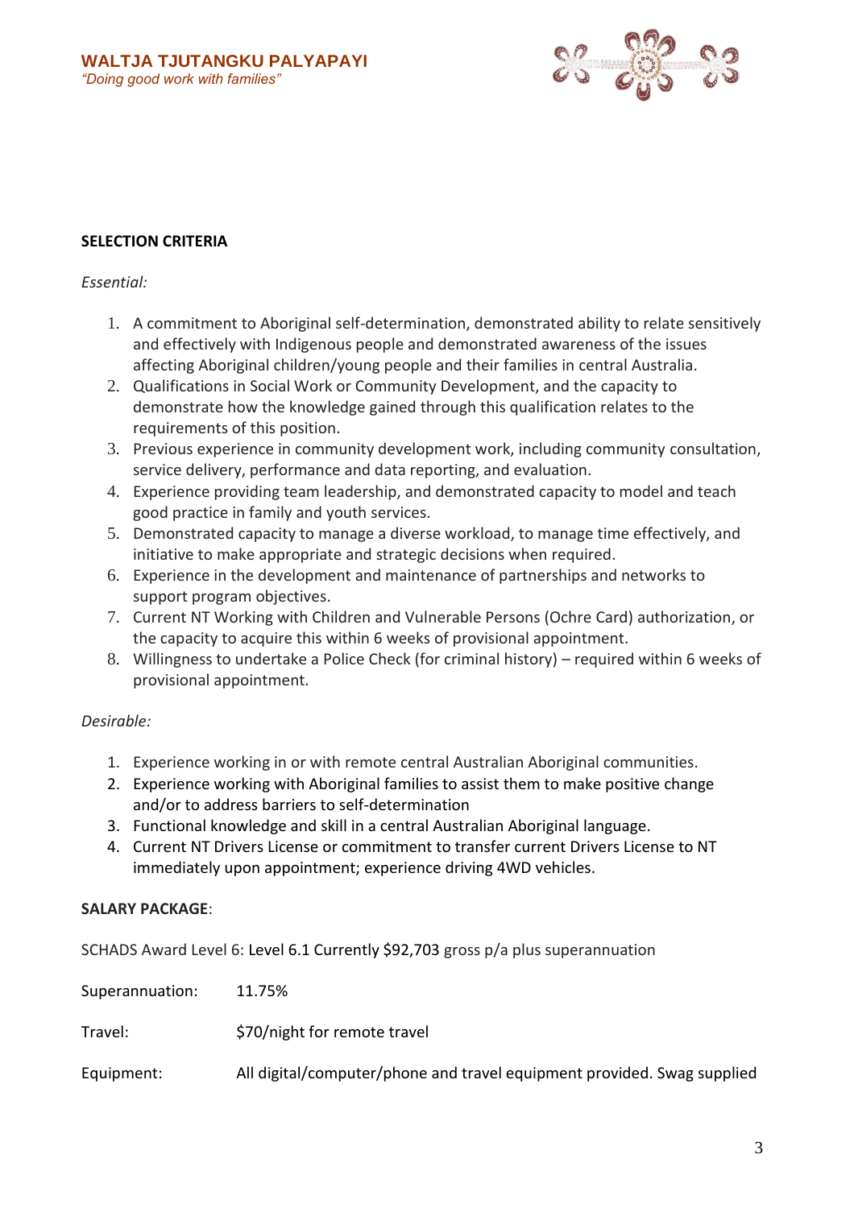**SELECTION CRITERIA**

*Essential:*

1. A commitment to Aboriginal self-determination, demonstrated ability to relate sensitively and effectively with Indigenous people and demonstrated awareness of the issues affecting Aboriginal children/young people and their families in central Australia.
2. Qualifications in Social Work or Community Development, and the capacity to demonstrate how the knowledge gained through this qualification relates to the requirements of this position.
3. Previous experience in community development work, including community consultation, service delivery, performance and data reporting, and evaluation.
4. Experience providing team leadership, and demonstrated capacity to model and teach good practice in family and youth services.
5. Demonstrated capacity to manage a diverse workload, to manage time effectively, and initiative to make appropriate and strategic decisions when required.
6. Experience in the development and maintenance of partnerships and networks to support program objectives.
7. Current NT Working with Children and Vulnerable Persons (Ochre Card) authorization, or the capacity to acquire this within 6 weeks of provisional appointment.
8. Willingness to undertake a Police Check (for criminal history) – required within 6 weeks of provisional appointment.

*Desirable:*

1. Experience working in or with remote central Australian Aboriginal communities.
2. Experience working with Aboriginal families to assist them to make positive change and/or to address barriers to self-determination
3. Functional knowledge and skill in a central Australian Aboriginal language.
4. Current NT Drivers License or commitment to transfer current Drivers License to NT immediately upon appointment; experience driving 4WD vehicles.

**SALARY PACKAGE**:

SCHADS Award Level 6: Level 6.1 Currently $92,703 gross p/a plus superannuation

| | |
|---|---|
| Superannuation: | 11.75% |
| Travel: | $70/night for remote travel |
| Equipment: | All digital/computer/phone and travel equipment provided. Swag supplied |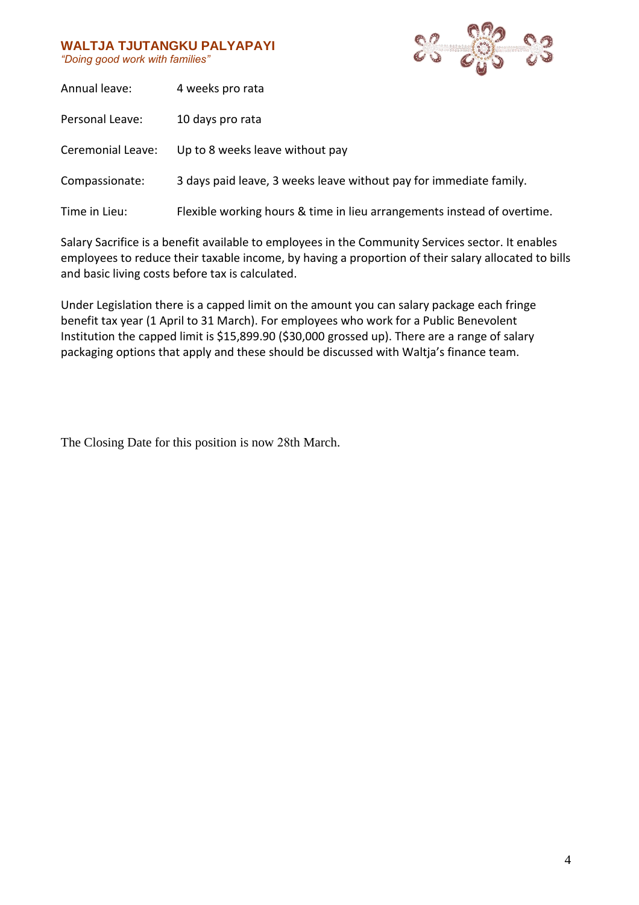| | |
|---|---|
| Annual leave: | 4 weeks pro rata |
| Personal Leave: | 10 days pro rata |
| Ceremonial Leave: | Up to 8 weeks leave without pay |
| Compassionate: | 3 days paid leave, 3 weeks leave without pay for immediate family. |
| Time in Lieu: | Flexible working hours & time in lieu arrangements instead of overtime. |

Salary Sacrifice is a benefit available to employees in the Community Services sector. It enables employees to reduce their taxable income, by having a proportion of their salary allocated to bills and basic living costs before tax is calculated.

Under Legislation there is a capped limit on the amount you can salary package each fringe benefit tax year (1 April to 31 March). For employees who work for a Public Benevolent Institution the capped limit is $15,899.90 ($30,000 grossed up). There are a range of salary packaging options that apply and these should be discussed with Waltja's finance team.

The Closing Date for this position is now 28th March.